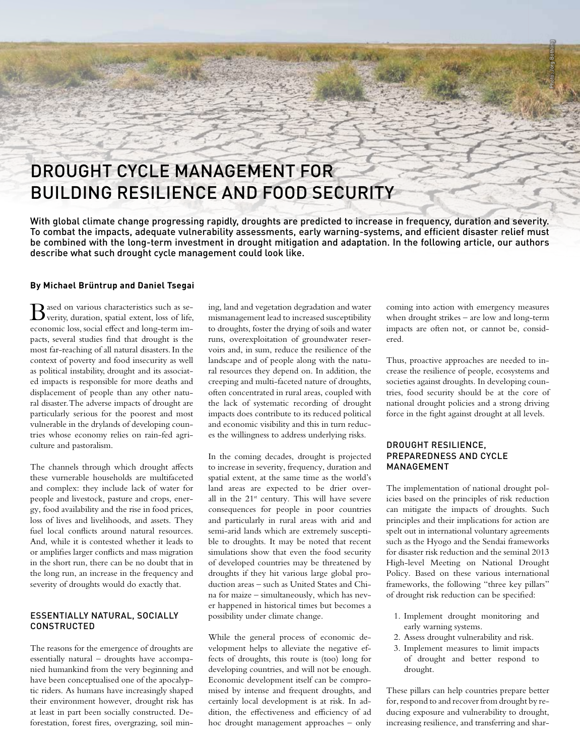# DROUGHT CYCLE MANAGEMENT FOR BUILDING RESILIENCE AND FOOD SECURITY

**With global climate change progressing rapidly, droughts are predicted to increase in frequency, duration and severity. To combat the impacts, adequate vulnerability assessments, early warning-systems, and efficient disaster relief must be combined with the long-term investment in drought mitigation and adaptation. In the following article, our authors describe what such drought cycle management could look like.**

**By Michael Brüntrup and Daniel Tsegai**

Based on various characteristics such as severity, duration, spatial extent, loss of life, economic loss, social effect and long-term impacts, several studies find that drought is the most far-reaching of all natural disasters. In the context of poverty and food insecurity as well as political instability, drought and its associated impacts is responsible for more deaths and displacement of people than any other natural disaster. The adverse impacts of drought are particularly serious for the poorest and most vulnerable in the drylands of developing countries whose economy relies on rain-fed agriculture and pastoralism.

The channels through which drought affects these vurnerable households are multifaceted and complex: they include lack of water for people and livestock, pasture and crops, energy, food availability and the rise in food prices, loss of lives and livelihoods, and assets. They fuel local conflicts around natural resources. And, while it is contested whether it leads to or amplifies larger conflicts and mass migration in the short run, there can be no doubt that in the long run, an increase in the frequency and severity of droughts would do exactly that.

## ESSENTIALLY NATURAL, SOCIALLY CONSTRUCTED

The reasons for the emergence of droughts are essentially natural – droughts have accompanied humankind from the very beginning and have been conceptualised one of the apocalyptic riders. As humans have increasingly shaped their environment however, drought risk has at least in part been socially constructed. Deforestation, forest fires, overgrazing, soil mining, land and vegetation degradation and water mismanagement lead to increased susceptibility to droughts, foster the drying of soils and water runs, overexploitation of groundwater reservoirs and, in sum, reduce the resilience of the landscape and of people along with the natural resources they depend on. In addition, the creeping and multi-faceted nature of droughts, often concentrated in rural areas, coupled with the lack of systematic recording of drought impacts does contribute to its reduced political and economic visibility and this in turn reduces the willingness to address underlying risks.

In the coming decades, drought is projected to increase in severity, frequency, duration and spatial extent, at the same time as the world's land areas are expected to be drier overall in the 21st century. This will have severe consequences for people in poor countries and particularly in rural areas with arid and semi-arid lands which are extremely susceptible to droughts. It may be noted that recent simulations show that even the food security of developed countries may be threatened by droughts if they hit various large global production areas – such as United States and China for maize – simultaneously, which has never happened in historical times but becomes a possibility under climate change.

While the general process of economic development helps to alleviate the negative effects of droughts, this route is (too) long for developing countries, and will not be enough. Economic development itself can be compromised by intense and frequent droughts, and certainly local development is at risk. In addition, the effectiveness and efficiency of ad hoc drought management approaches – only coming into action with emergency measures when drought strikes – are low and long-term impacts are often not, or cannot be, considered.

Thus, proactive approaches are needed to increase the resilience of people, ecosystems and societies against droughts. In developing countries, food security should be at the core of national drought policies and a strong driving force in the fight against drought at all levels.

## DROUGHT RESILIENCE, PREPAREDNESS AND CYCLE MANAGEMENT

The implementation of national drought policies based on the principles of risk reduction can mitigate the impacts of droughts. Such principles and their implications for action are spelt out in international voluntary agreements such as the Hyogo and the Sendai frameworks for disaster risk reduction and the seminal 2013 High-level Meeting on National Drought Policy. Based on these various international frameworks, the following "three key pillars" of drought risk reduction can be specified:

1. Implement drought monitoring and early warning systems.
2. Assess drought vulnerability and risk.
3. Implement measures to limit impacts of drought and better respond to drought.

These pillars can help countries prepare better for, respond to and recover from drought by reducing exposure and vulnerability to drought, increasing resilience, and transferring and shar-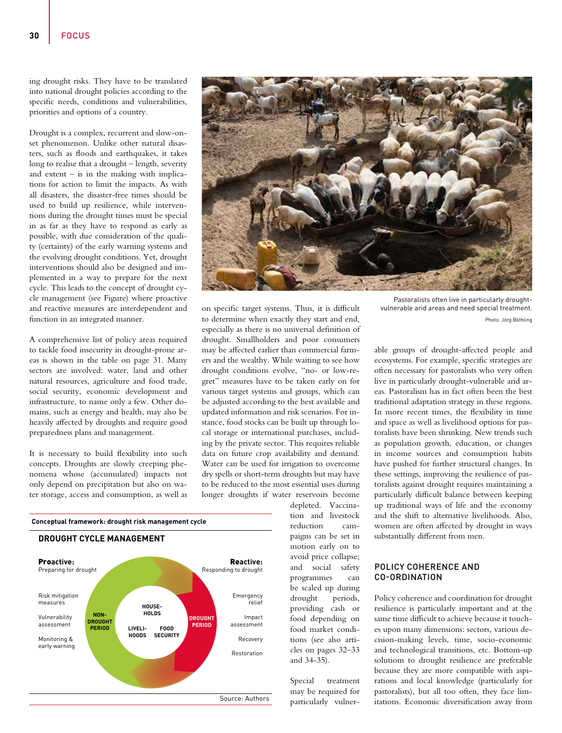ing drought risks. They have to be translated into national drought policies according to the specific needs, conditions and vulnerabilities, priorities and options of a country.

Drought is a complex, recurrent and slow-onset phenomenon. Unlike other natural disasters, such as floods and earthquakes, it takes long to realise that a drought – length, severity and extent – is in the making with implications for action to limit the impacts. As with all disasters, the disaster-free times should be used to build up resilience, while interventions during the drought times must be special in as far as they have to respond as early as possible, with due consideration of the quality (certainty) of the early warning systems and the evolving drought conditions. Yet, drought interventions should also be designed and implemented in a way to prepare for the next cycle. This leads to the concept of drought cycle management (see Figure) where proactive and reactive measures are interdependent and function in an integrated manner.

A comprehensive list of policy areas required to tackle food insecurity in drought-prone areas is shown in the table on page 31. Many sectors are involved: water, land and other natural resources, agriculture and food trade, social security, economic development and infrastructure, to name only a few. Other domains, such as energy and health, may also be heavily affected by droughts and require good preparedness plans and management.

It is necessary to build flexibility into such concepts. Droughts are slowly creeping phenomena whose (accumulated) impacts not only depend on precipitation but also on water storage, access and consumption, as well as on specific target systems. Thus, it is difficult to determine when exactly they start and end, especially as there is no universal definition of drought. Smallholders and poor consumers may be affected earlier than commercial farmers and the wealthy. While waiting to see how drought conditions evolve, "no- or low-regret" measures have to be taken early on for various target systems and groups, which can be adjusted according to the best available and updated information and risk scenarios. For instance, food stocks can be built up through local storage or international purchases, including by the private sector. This requires reliable data on future crop availability and demand. Water can be used for irrigation to overcome dry spells or short-term droughts but may have to be reduced to the most essential uses during longer droughts if water reservoirs become depleted. Vaccination and livestock reduction campaigns can be set in motion early on to avoid price collapse; and social safety programmes can be scaled up during drought periods, providing cash or food depending on food market conditions (see also articles on pages 32–33 and 34-35).

Special treatment may be required for particularly vulnerable groups of drought-affected people and ecosystems. For example, specific strategies are often necessary for pastoralists who very often live in particularly drought-vulnerable arid areas. Pastoralism has in fact often been the best traditional adaptation strategy in these regions. In more recent times, the flexibility in time and space as well as livelihood options for pastoralists have been shrinking. New trends such as population growth, education, or changes in income sources and consumption habits have pushed for further structural changes. In these settings, improving the resilience of pastoralists against drought requires maintaining a particularly difficult balance between keeping up traditional ways of life and the economy and the shift to alternative livelihoods. Also, women are often affected by drought in ways substantially different from men.

Pastoralists often live in particularly drought-vulnerable arid areas and need special treatment.
Photo: Jörg Böthling

**Conceptual framework: drought risk management cycle**

**DROUGHT CYCLE MANAGEMENT**

**Proactive:** Preparing for drought
- Risk mitigation measures
- Vulnerability assessment
- Monitoring & early warning

**NON-DROUGHT PERIOD**

**HOUSEHOLDS** – **LIVELIHOODS** – **FOOD SECURITY**

**DROUGHT PERIOD**

**Reactive:** Responding to drought
- Emergency relief
- Impact assessment
- Recovery
- Restoration

Source: Authors

## POLICY COHERENCE AND CO-ORDINATION

Policy coherence and coordination for drought resilience is particularly important and at the same time difficult to achieve because it touches upon many dimensions: sectors, various decision-making levels, time, socio-economic and technological transitions, etc. Bottom-up solutions to drought resilience are preferable because they are more compatible with aspirations and local knowledge (particularly for pastoralists), but all too often, they face limitations. Economic diversification away from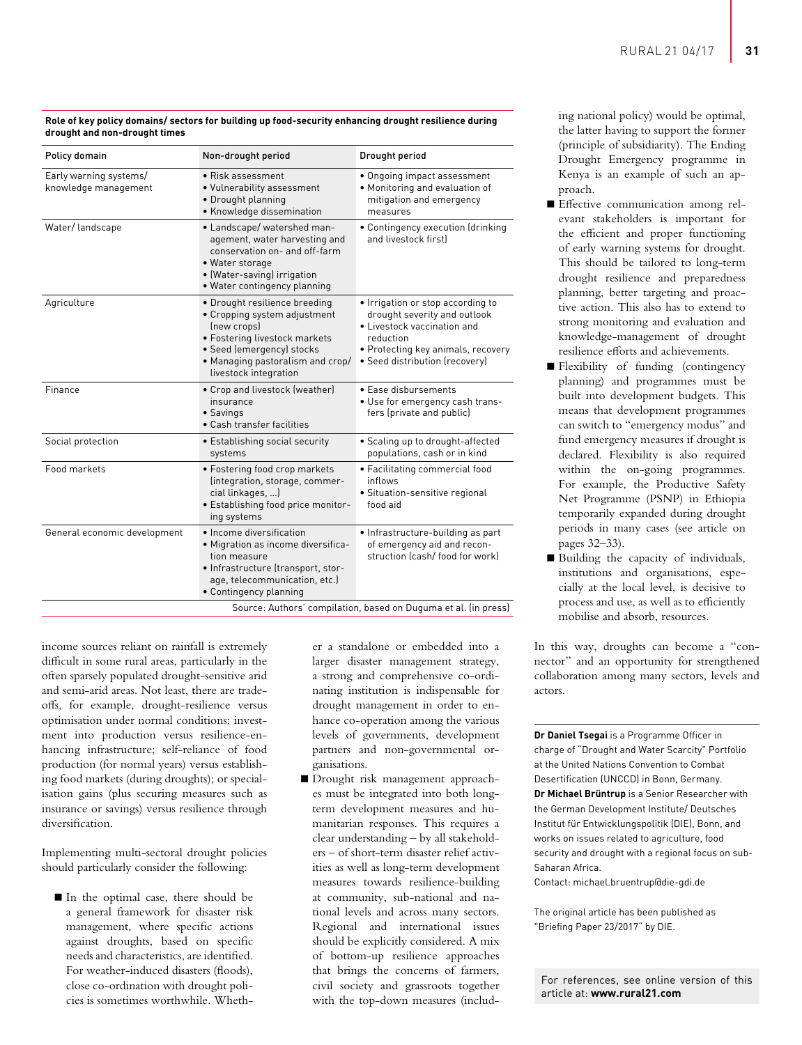**Role of key policy domains/ sectors for building up food-security enhancing drought resilience during drought and non-drought times**

| Policy domain | Non-drought period | Drought period |
|---|---|---|
| Early warning systems/ knowledge management | • Risk assessment<br>• Vulnerability assessment<br>• Drought planning<br>• Knowledge dissemination | • Ongoing impact assessment<br>• Monitoring and evaluation of mitigation and emergency measures |
| Water/ landscape | • Landscape/ watershed management, water harvesting and conservation on- and off-farm<br>• Water storage<br>• (Water-saving) irrigation<br>• Water contingency planning | • Contingency execution (drinking and livestock first) |
| Agriculture | • Drought resilience breeding<br>• Cropping system adjustment (new crops)<br>• Fostering livestock markets<br>• Seed (emergency) stocks<br>• Managing pastoralism and crop/ livestock integration | • Irrigation or stop according to drought severity and outlook<br>• Livestock vaccination and reduction<br>• Protecting key animals, recovery<br>• Seed distribution (recovery) |
| Finance | • Crop and livestock (weather) insurance<br>• Savings<br>• Cash transfer facilities | • Ease disbursements<br>• Use for emergency cash transfers (private and public) |
| Social protection | • Establishing social security systems | • Scaling up to drought-affected populations, cash or in kind |
| Food markets | • Fostering food crop markets (integration, storage, commercial linkages, ...)<br>• Establishing food price monitoring systems | • Facilitating commercial food inflows<br>• Situation-sensitive regional food aid |
| General economic development | • Income diversification<br>• Migration as income diversification measure<br>• Infrastructure (transport, storage, telecommunication, etc.)<br>• Contingency planning | • Infrastructure-building as part of emergency aid and reconstruction (cash/ food for work) |

Source: Authors' compilation, based on Duguma et al. (in press)

income sources reliant on rainfall is extremely difficult in some rural areas, particularly in the often sparsely populated drought-sensitive arid and semi-arid areas. Not least, there are trade-offs, for example, drought-resilience versus optimisation under normal conditions; investment into production versus resilience-enhancing infrastructure; self-reliance of food production (for normal years) versus establishing food markets (during droughts); or specialisation gains (plus securing measures such as insurance or savings) versus resilience through diversification.

Implementing multi-sectoral drought policies should particularly consider the following:

- In the optimal case, there should be a general framework for disaster risk management, where specific actions against droughts, based on specific needs and characteristics, are identified. For weather-induced disasters (floods), close co-ordination with drought policies is sometimes worthwhile. Whether a standalone or embedded into a larger disaster management strategy, a strong and comprehensive co-ordinating institution is indispensable for drought management in order to enhance co-operation among the various levels of governments, development partners and non-governmental organisations.
- Drought risk management approaches must be integrated into both long-term development measures and humanitarian responses. This requires a clear understanding – by all stakeholders – of short-term disaster relief activities as well as long-term development measures towards resilience-building at community, sub-national and national levels and across many sectors. Regional and international issues should be explicitly considered. A mix of bottom-up resilience approaches that brings the concerns of farmers, civil society and grassroots together with the top-down measures (including national policy) would be optimal, the latter having to support the former (principle of subsidiarity). The Ending Drought Emergency programme in Kenya is an example of such an approach.
- Effective communication among relevant stakeholders is important for the efficient and proper functioning of early warning systems for drought. This should be tailored to long-term drought resilience and preparedness planning, better targeting and proactive action. This also has to extend to strong monitoring and evaluation and knowledge-management of drought resilience efforts and achievements.
- Flexibility of funding (contingency planning) and programmes must be built into development budgets. This means that development programmes can switch to "emergency modus" and fund emergency measures if drought is declared. Flexibility is also required within the on-going programmes. For example, the Productive Safety Net Programme (PSNP) in Ethiopia temporarily expanded during drought periods in many cases (see article on pages 32–33).
- Building the capacity of individuals, institutions and organisations, especially at the local level, is decisive to process and use, as well as to efficiently mobilise and absorb, resources.

In this way, droughts can become a "connector" and an opportunity for strengthened collaboration among many sectors, levels and actors.

---

**Dr Daniel Tsegai** is a Programme Officer in charge of "Drought and Water Scarcity" Portfolio at the United Nations Convention to Combat Desertification (UNCCD) in Bonn, Germany.
**Dr Michael Brüntrup** is a Senior Researcher with the German Development Institute/ Deutsches Institut für Entwicklungspolitik (DIE), Bonn, and works on issues related to agriculture, food security and drought with a regional focus on sub-Saharan Africa.
Contact: michael.bruentrup@die-gdi.de

The original article has been published as "Briefing Paper 23/2017" by DIE.

For references, see online version of this article at: **www.rural21.com**